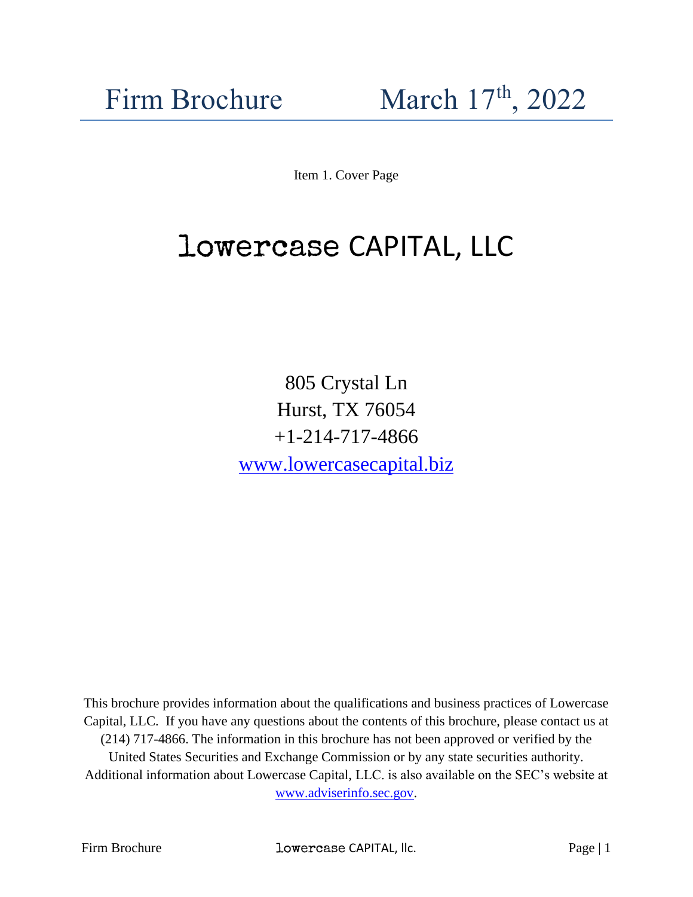Firm Brochure March 17th, 2022

Item 1. Cover Page

# lowercase CAPITAL, LLC

805 Crystal Ln
Hurst, TX 76054
+1-214-717-4866
[www.lowercasecapital.biz](http://www.lowercasecapital.biz)

This brochure provides information about the qualifications and business practices of Lowercase Capital, LLC. If you have any questions about the contents of this brochure, please contact us at (214) 717-4866. The information in this brochure has not been approved or verified by the United States Securities and Exchange Commission or by any state securities authority. Additional information about Lowercase Capital, LLC. is also available on the SEC's website at [www.adviserinfo.sec.gov](http://www.adviserinfo.sec.gov).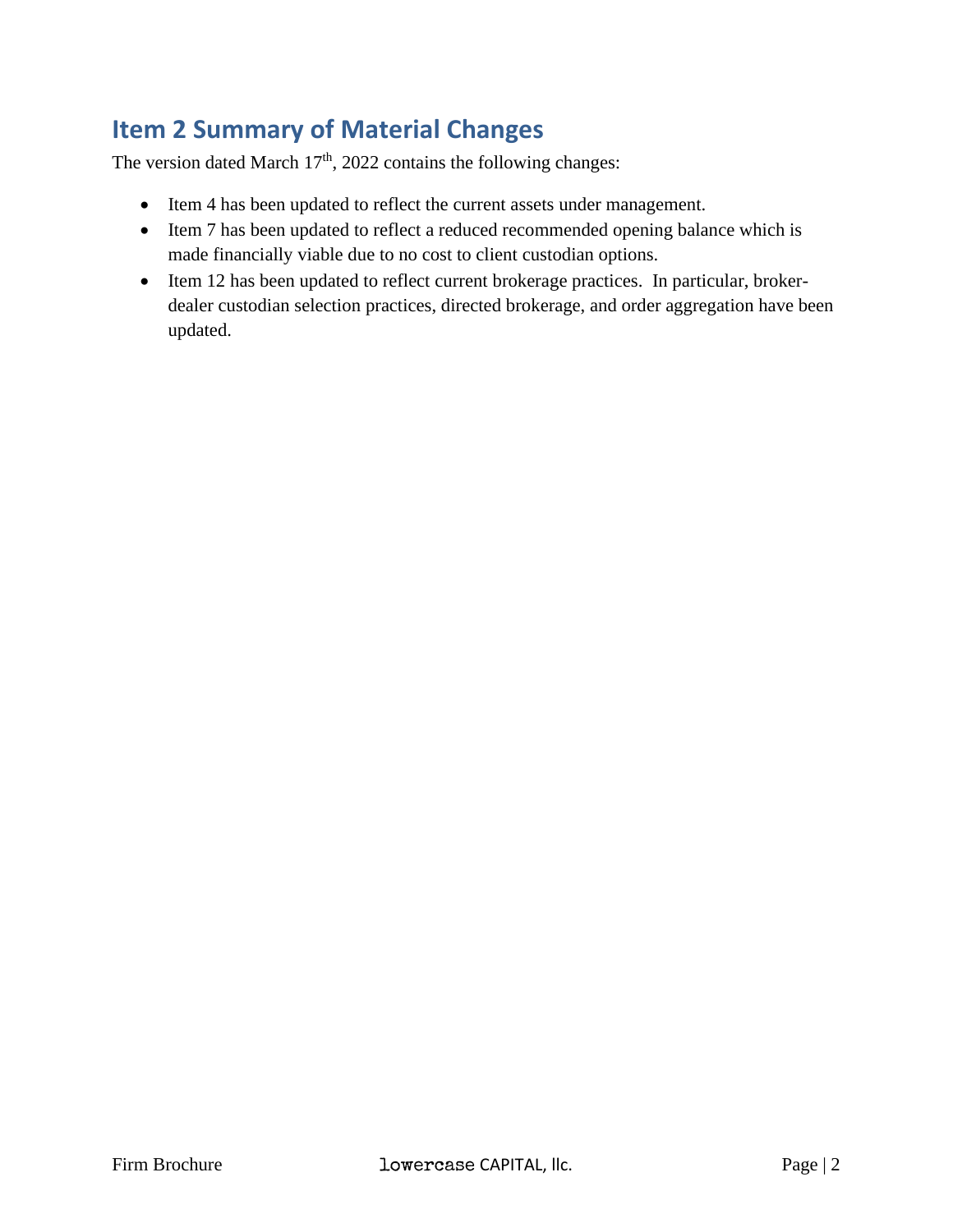## Item 2 Summary of Material Changes

The version dated March 17th, 2022 contains the following changes:

- Item 4 has been updated to reflect the current assets under management.
- Item 7 has been updated to reflect a reduced recommended opening balance which is made financially viable due to no cost to client custodian options.
- Item 12 has been updated to reflect current brokerage practices. In particular, broker-dealer custodian selection practices, directed brokerage, and order aggregation have been updated.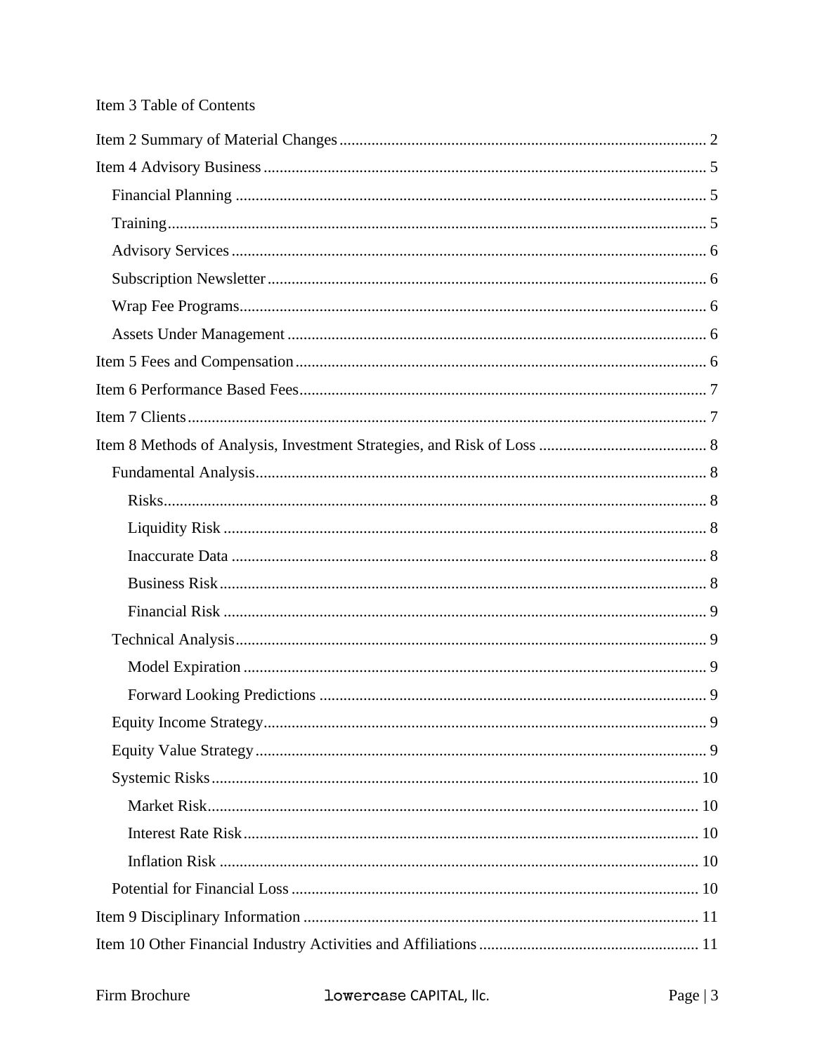# Item 3 Table of Contents

- Item 2 Summary of Material Changes ........ 2
- Item 4 Advisory Business ........ 5
  - Financial Planning ........ 5
  - Training ........ 5
  - Advisory Services ........ 6
  - Subscription Newsletter ........ 6
  - Wrap Fee Programs ........ 6
  - Assets Under Management ........ 6
- Item 5 Fees and Compensation ........ 6
- Item 6 Performance Based Fees ........ 7
- Item 7 Clients ........ 7
- Item 8 Methods of Analysis, Investment Strategies, and Risk of Loss ........ 8
  - Fundamental Analysis ........ 8
    - Risks ........ 8
    - Liquidity Risk ........ 8
    - Inaccurate Data ........ 8
    - Business Risk ........ 8
    - Financial Risk ........ 9
  - Technical Analysis ........ 9
    - Model Expiration ........ 9
    - Forward Looking Predictions ........ 9
  - Equity Income Strategy ........ 9
  - Equity Value Strategy ........ 9
  - Systemic Risks ........ 10
    - Market Risk ........ 10
    - Interest Rate Risk ........ 10
    - Inflation Risk ........ 10
  - Potential for Financial Loss ........ 10
- Item 9 Disciplinary Information ........ 11
- Item 10 Other Financial Industry Activities and Affiliations ........ 11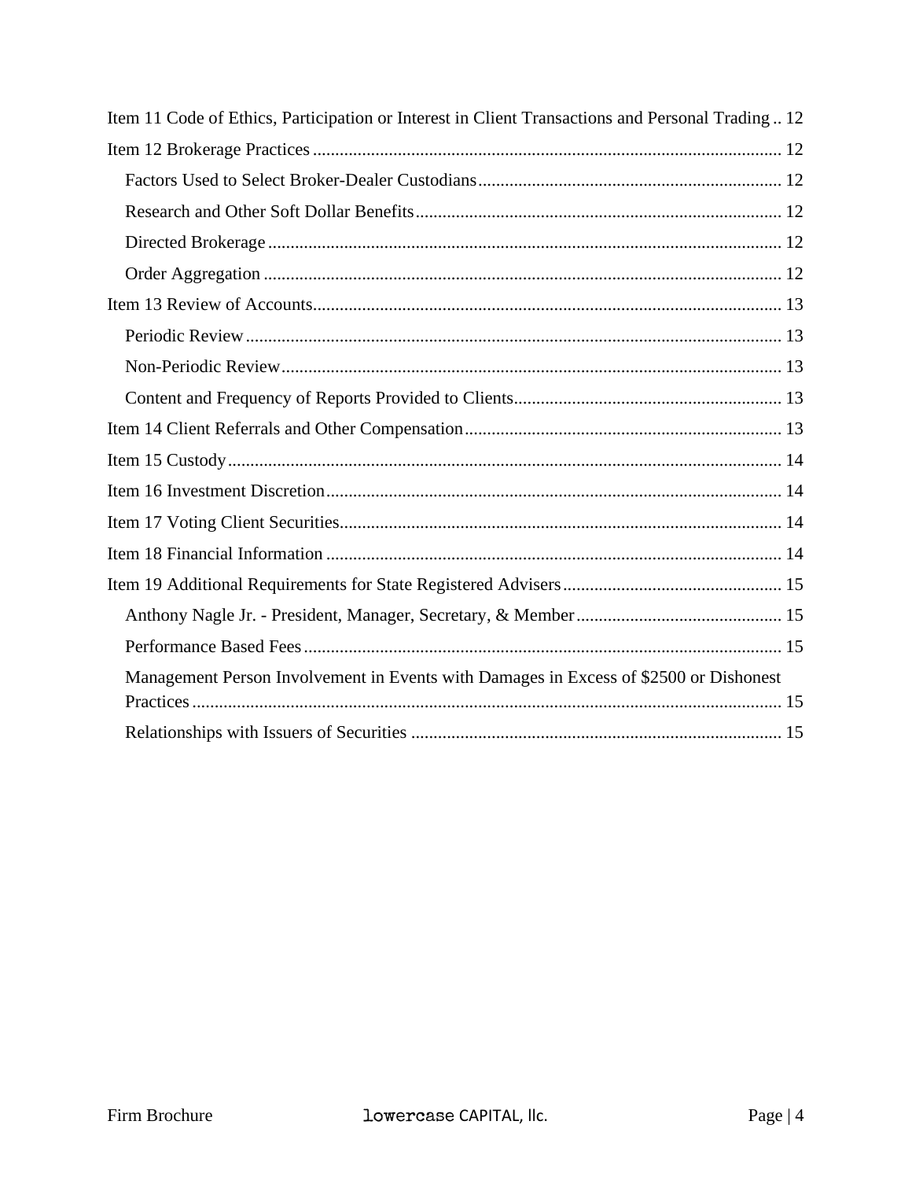Item 11 Code of Ethics, Participation or Interest in Client Transactions and Personal Trading .. 12

Item 12 Brokerage Practices ........................................................................................................ 12

- Factors Used to Select Broker-Dealer Custodians ................................................................... 12
- Research and Other Soft Dollar Benefits ................................................................................. 12
- Directed Brokerage ................................................................................................................. 12
- Order Aggregation .................................................................................................................. 12

Item 13 Review of Accounts........................................................................................................ 13

- Periodic Review ....................................................................................................................... 13
- Non-Periodic Review ............................................................................................................... 13
- Content and Frequency of Reports Provided to Clients ........................................................... 13

Item 14 Client Referrals and Other Compensation ...................................................................... 13

Item 15 Custody .......................................................................................................................... 14

Item 16 Investment Discretion ..................................................................................................... 14

Item 17 Voting Client Securities .................................................................................................. 14

Item 18 Financial Information ..................................................................................................... 14

Item 19 Additional Requirements for State Registered Advisers ................................................ 15

- Anthony Nagle Jr. - President, Manager, Secretary, & Member ............................................. 15
- Performance Based Fees .......................................................................................................... 15
- Management Person Involvement in Events with Damages in Excess of $2500 or Dishonest Practices .................................................................................................................................. 15
- Relationships with Issuers of Securities .................................................................................. 15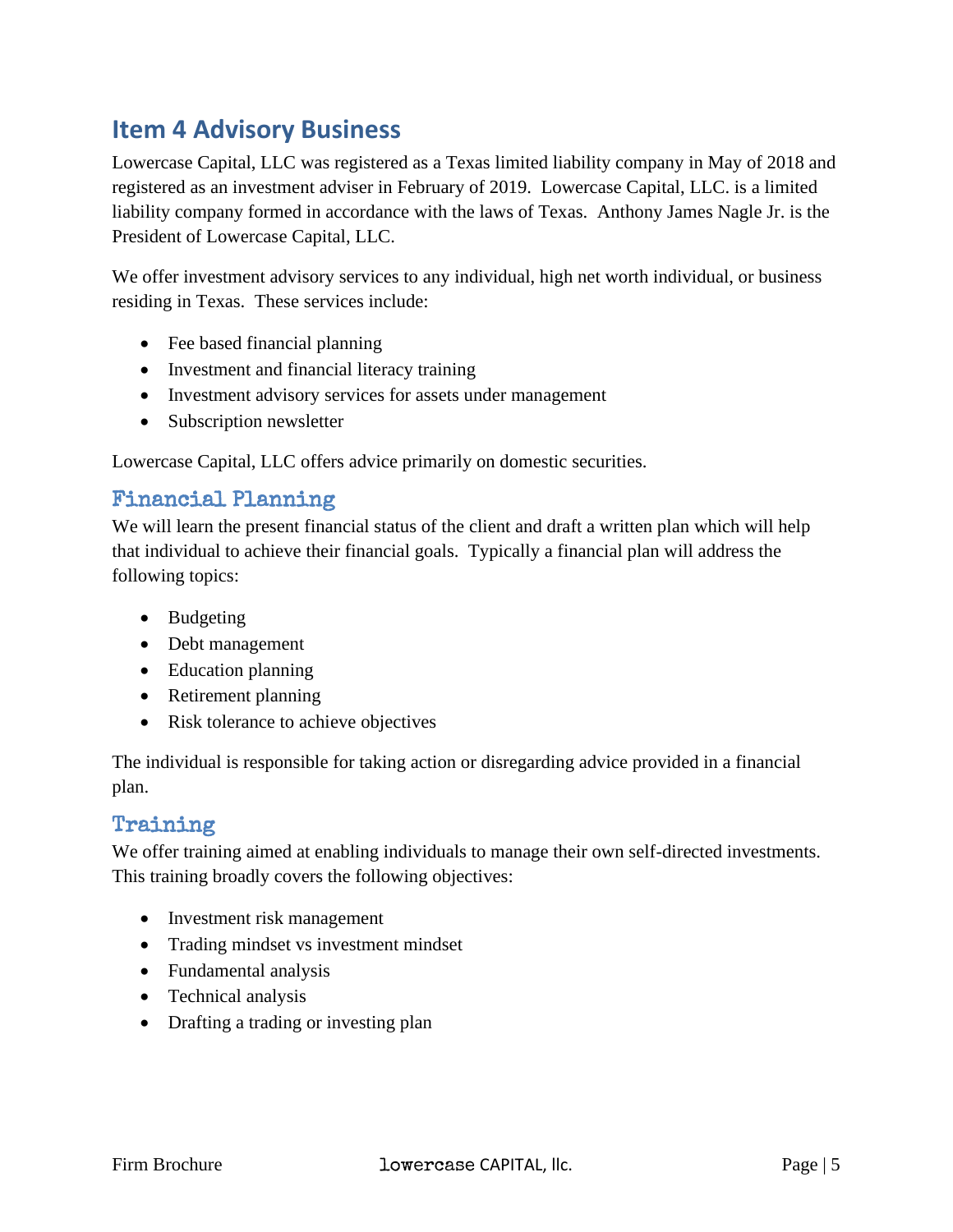## Item 4 Advisory Business

Lowercase Capital, LLC was registered as a Texas limited liability company in May of 2018 and registered as an investment adviser in February of 2019. Lowercase Capital, LLC. is a limited liability company formed in accordance with the laws of Texas. Anthony James Nagle Jr. is the President of Lowercase Capital, LLC.

We offer investment advisory services to any individual, high net worth individual, or business residing in Texas. These services include:

- Fee based financial planning
- Investment and financial literacy training
- Investment advisory services for assets under management
- Subscription newsletter

Lowercase Capital, LLC offers advice primarily on domestic securities.

### Financial Planning

We will learn the present financial status of the client and draft a written plan which will help that individual to achieve their financial goals. Typically a financial plan will address the following topics:

- Budgeting
- Debt management
- Education planning
- Retirement planning
- Risk tolerance to achieve objectives

The individual is responsible for taking action or disregarding advice provided in a financial plan.

### Training

We offer training aimed at enabling individuals to manage their own self-directed investments. This training broadly covers the following objectives:

- Investment risk management
- Trading mindset vs investment mindset
- Fundamental analysis
- Technical analysis
- Drafting a trading or investing plan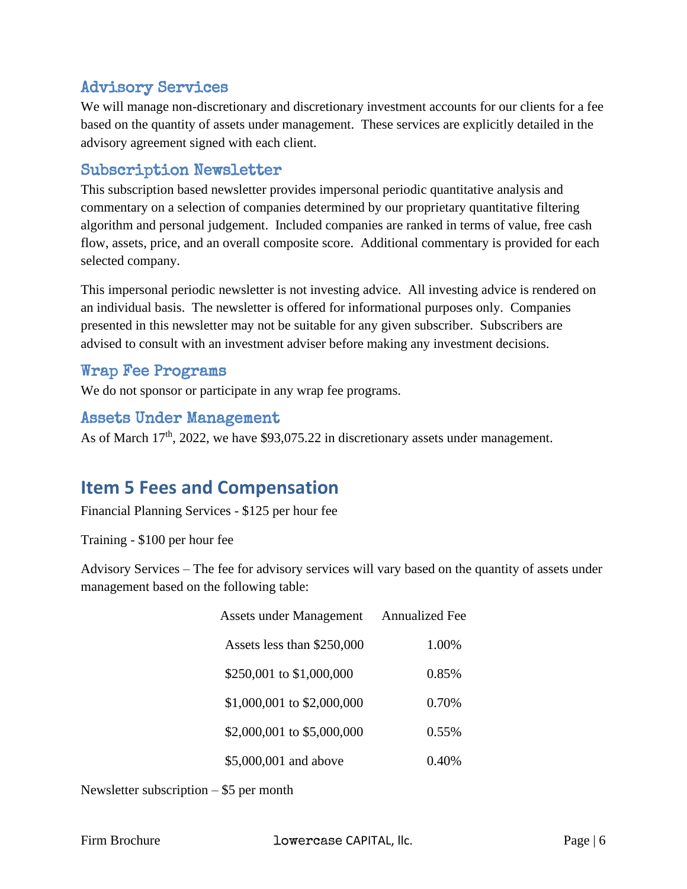### Advisory Services

We will manage non-discretionary and discretionary investment accounts for our clients for a fee based on the quantity of assets under management. These services are explicitly detailed in the advisory agreement signed with each client.

### Subscription Newsletter

This subscription based newsletter provides impersonal periodic quantitative analysis and commentary on a selection of companies determined by our proprietary quantitative filtering algorithm and personal judgement. Included companies are ranked in terms of value, free cash flow, assets, price, and an overall composite score. Additional commentary is provided for each selected company.

This impersonal periodic newsletter is not investing advice. All investing advice is rendered on an individual basis. The newsletter is offered for informational purposes only. Companies presented in this newsletter may not be suitable for any given subscriber. Subscribers are advised to consult with an investment adviser before making any investment decisions.

### Wrap Fee Programs

We do not sponsor or participate in any wrap fee programs.

### Assets Under Management

As of March 17th, 2022, we have $93,075.22 in discretionary assets under management.

## Item 5 Fees and Compensation

Financial Planning Services - $125 per hour fee

Training - $100 per hour fee

Advisory Services – The fee for advisory services will vary based on the quantity of assets under management based on the following table:

| Assets under Management | Annualized Fee |
|---|---|
| Assets less than $250,000 | 1.00% |
| $250,001 to $1,000,000 | 0.85% |
| $1,000,001 to $2,000,000 | 0.70% |
| $2,000,001 to $5,000,000 | 0.55% |
| $5,000,001 and above | 0.40% |

Newsletter subscription – $5 per month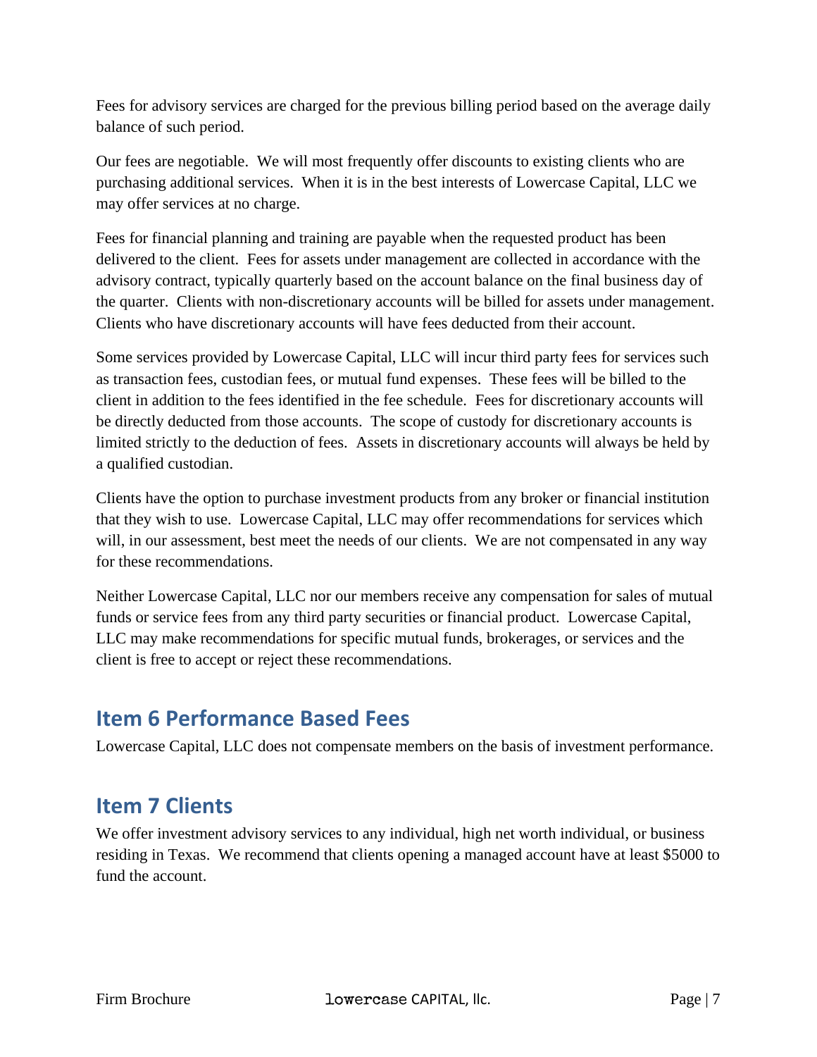Fees for advisory services are charged for the previous billing period based on the average daily balance of such period.

Our fees are negotiable. We will most frequently offer discounts to existing clients who are purchasing additional services. When it is in the best interests of Lowercase Capital, LLC we may offer services at no charge.

Fees for financial planning and training are payable when the requested product has been delivered to the client. Fees for assets under management are collected in accordance with the advisory contract, typically quarterly based on the account balance on the final business day of the quarter. Clients with non-discretionary accounts will be billed for assets under management. Clients who have discretionary accounts will have fees deducted from their account.

Some services provided by Lowercase Capital, LLC will incur third party fees for services such as transaction fees, custodian fees, or mutual fund expenses. These fees will be billed to the client in addition to the fees identified in the fee schedule. Fees for discretionary accounts will be directly deducted from those accounts. The scope of custody for discretionary accounts is limited strictly to the deduction of fees. Assets in discretionary accounts will always be held by a qualified custodian.

Clients have the option to purchase investment products from any broker or financial institution that they wish to use. Lowercase Capital, LLC may offer recommendations for services which will, in our assessment, best meet the needs of our clients. We are not compensated in any way for these recommendations.

Neither Lowercase Capital, LLC nor our members receive any compensation for sales of mutual funds or service fees from any third party securities or financial product. Lowercase Capital, LLC may make recommendations for specific mutual funds, brokerages, or services and the client is free to accept or reject these recommendations.

## Item 6 Performance Based Fees

Lowercase Capital, LLC does not compensate members on the basis of investment performance.

## Item 7 Clients

We offer investment advisory services to any individual, high net worth individual, or business residing in Texas. We recommend that clients opening a managed account have at least $5000 to fund the account.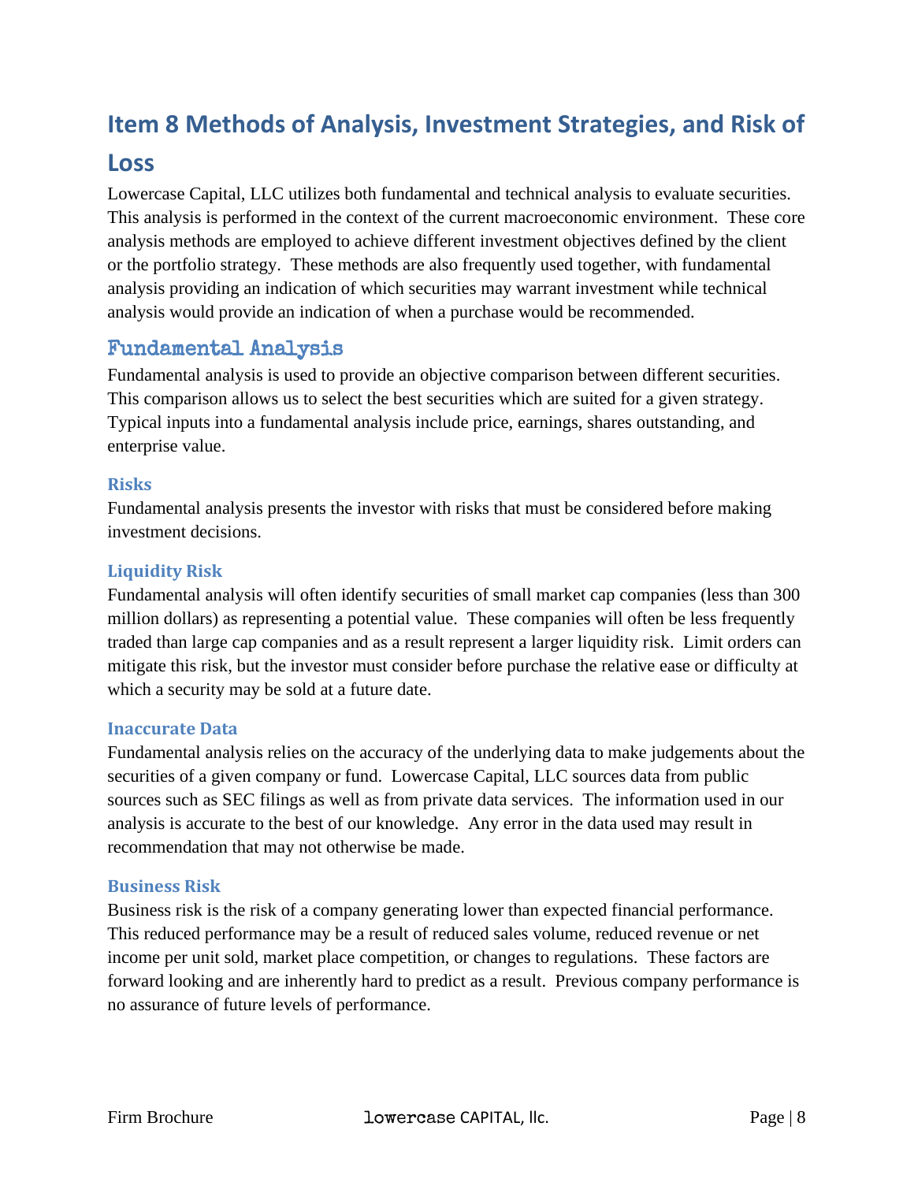## Item 8 Methods of Analysis, Investment Strategies, and Risk of Loss

Lowercase Capital, LLC utilizes both fundamental and technical analysis to evaluate securities. This analysis is performed in the context of the current macroeconomic environment. These core analysis methods are employed to achieve different investment objectives defined by the client or the portfolio strategy. These methods are also frequently used together, with fundamental analysis providing an indication of which securities may warrant investment while technical analysis would provide an indication of when a purchase would be recommended.

### Fundamental Analysis

Fundamental analysis is used to provide an objective comparison between different securities. This comparison allows us to select the best securities which are suited for a given strategy. Typical inputs into a fundamental analysis include price, earnings, shares outstanding, and enterprise value.

#### Risks

Fundamental analysis presents the investor with risks that must be considered before making investment decisions.

#### Liquidity Risk

Fundamental analysis will often identify securities of small market cap companies (less than 300 million dollars) as representing a potential value. These companies will often be less frequently traded than large cap companies and as a result represent a larger liquidity risk. Limit orders can mitigate this risk, but the investor must consider before purchase the relative ease or difficulty at which a security may be sold at a future date.

#### Inaccurate Data

Fundamental analysis relies on the accuracy of the underlying data to make judgements about the securities of a given company or fund. Lowercase Capital, LLC sources data from public sources such as SEC filings as well as from private data services. The information used in our analysis is accurate to the best of our knowledge. Any error in the data used may result in recommendation that may not otherwise be made.

#### Business Risk

Business risk is the risk of a company generating lower than expected financial performance. This reduced performance may be a result of reduced sales volume, reduced revenue or net income per unit sold, market place competition, or changes to regulations. These factors are forward looking and are inherently hard to predict as a result. Previous company performance is no assurance of future levels of performance.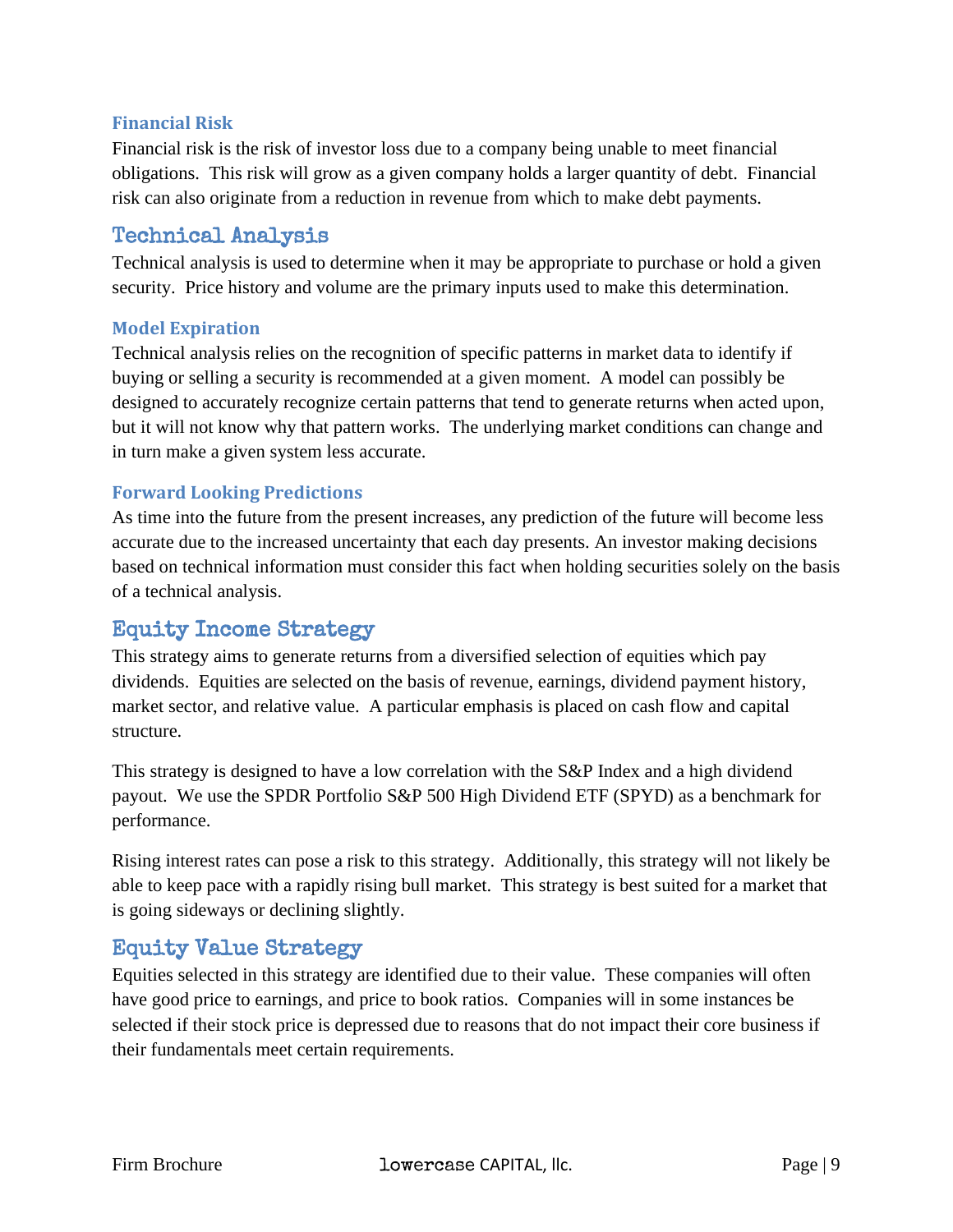### Financial Risk

Financial risk is the risk of investor loss due to a company being unable to meet financial obligations. This risk will grow as a given company holds a larger quantity of debt. Financial risk can also originate from a reduction in revenue from which to make debt payments.

## Technical Analysis

Technical analysis is used to determine when it may be appropriate to purchase or hold a given security. Price history and volume are the primary inputs used to make this determination.

### Model Expiration

Technical analysis relies on the recognition of specific patterns in market data to identify if buying or selling a security is recommended at a given moment. A model can possibly be designed to accurately recognize certain patterns that tend to generate returns when acted upon, but it will not know why that pattern works. The underlying market conditions can change and in turn make a given system less accurate.

### Forward Looking Predictions

As time into the future from the present increases, any prediction of the future will become less accurate due to the increased uncertainty that each day presents. An investor making decisions based on technical information must consider this fact when holding securities solely on the basis of a technical analysis.

## Equity Income Strategy

This strategy aims to generate returns from a diversified selection of equities which pay dividends. Equities are selected on the basis of revenue, earnings, dividend payment history, market sector, and relative value. A particular emphasis is placed on cash flow and capital structure.

This strategy is designed to have a low correlation with the S&P Index and a high dividend payout. We use the SPDR Portfolio S&P 500 High Dividend ETF (SPYD) as a benchmark for performance.

Rising interest rates can pose a risk to this strategy. Additionally, this strategy will not likely be able to keep pace with a rapidly rising bull market. This strategy is best suited for a market that is going sideways or declining slightly.

## Equity Value Strategy

Equities selected in this strategy are identified due to their value. These companies will often have good price to earnings, and price to book ratios. Companies will in some instances be selected if their stock price is depressed due to reasons that do not impact their core business if their fundamentals meet certain requirements.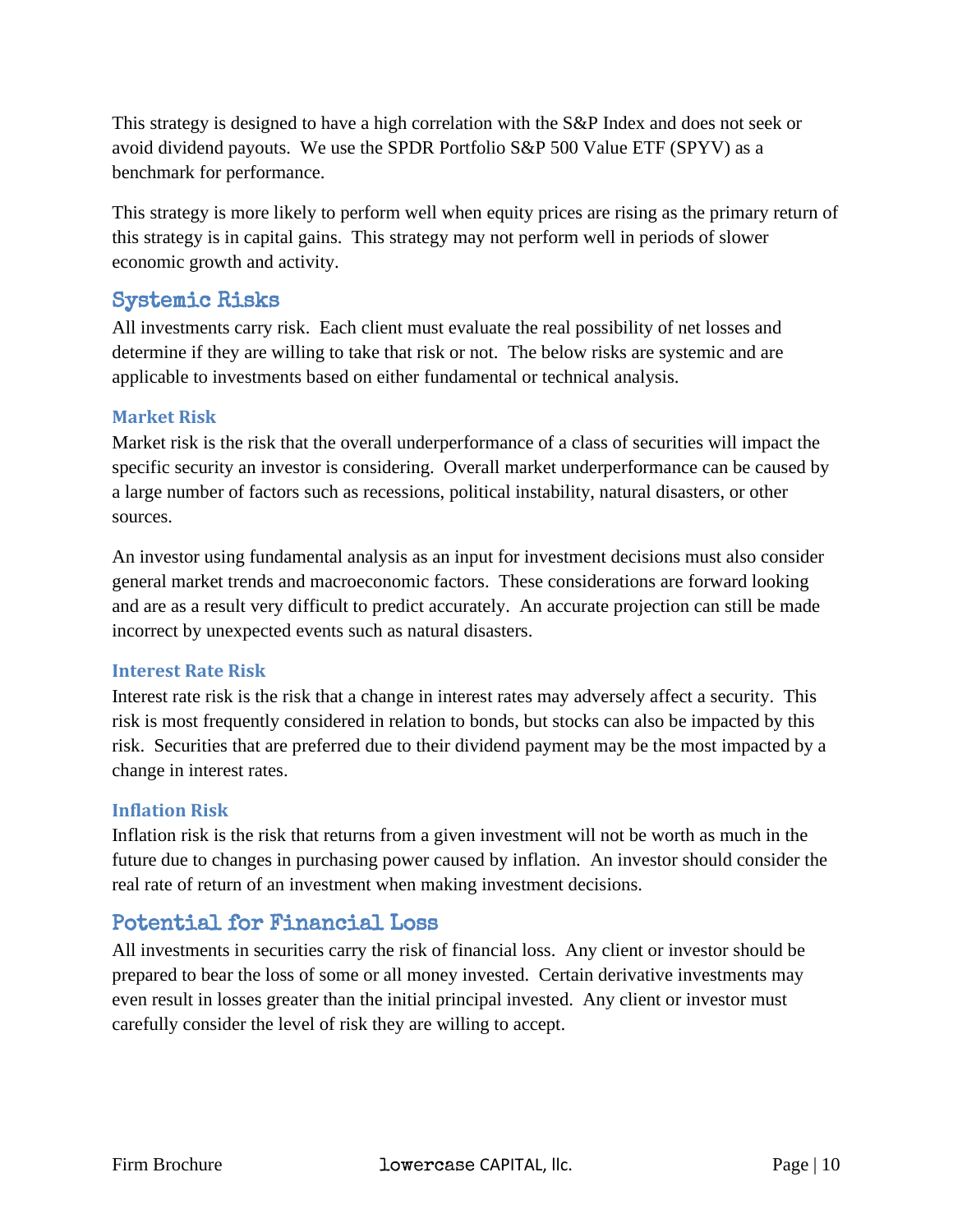This strategy is designed to have a high correlation with the S&P Index and does not seek or avoid dividend payouts. We use the SPDR Portfolio S&P 500 Value ETF (SPYV) as a benchmark for performance.

This strategy is more likely to perform well when equity prices are rising as the primary return of this strategy is in capital gains. This strategy may not perform well in periods of slower economic growth and activity.

## Systemic Risks

All investments carry risk. Each client must evaluate the real possibility of net losses and determine if they are willing to take that risk or not. The below risks are systemic and are applicable to investments based on either fundamental or technical analysis.

### Market Risk

Market risk is the risk that the overall underperformance of a class of securities will impact the specific security an investor is considering. Overall market underperformance can be caused by a large number of factors such as recessions, political instability, natural disasters, or other sources.

An investor using fundamental analysis as an input for investment decisions must also consider general market trends and macroeconomic factors. These considerations are forward looking and are as a result very difficult to predict accurately. An accurate projection can still be made incorrect by unexpected events such as natural disasters.

### Interest Rate Risk

Interest rate risk is the risk that a change in interest rates may adversely affect a security. This risk is most frequently considered in relation to bonds, but stocks can also be impacted by this risk. Securities that are preferred due to their dividend payment may be the most impacted by a change in interest rates.

### Inflation Risk

Inflation risk is the risk that returns from a given investment will not be worth as much in the future due to changes in purchasing power caused by inflation. An investor should consider the real rate of return of an investment when making investment decisions.

## Potential for Financial Loss

All investments in securities carry the risk of financial loss. Any client or investor should be prepared to bear the loss of some or all money invested. Certain derivative investments may even result in losses greater than the initial principal invested. Any client or investor must carefully consider the level of risk they are willing to accept.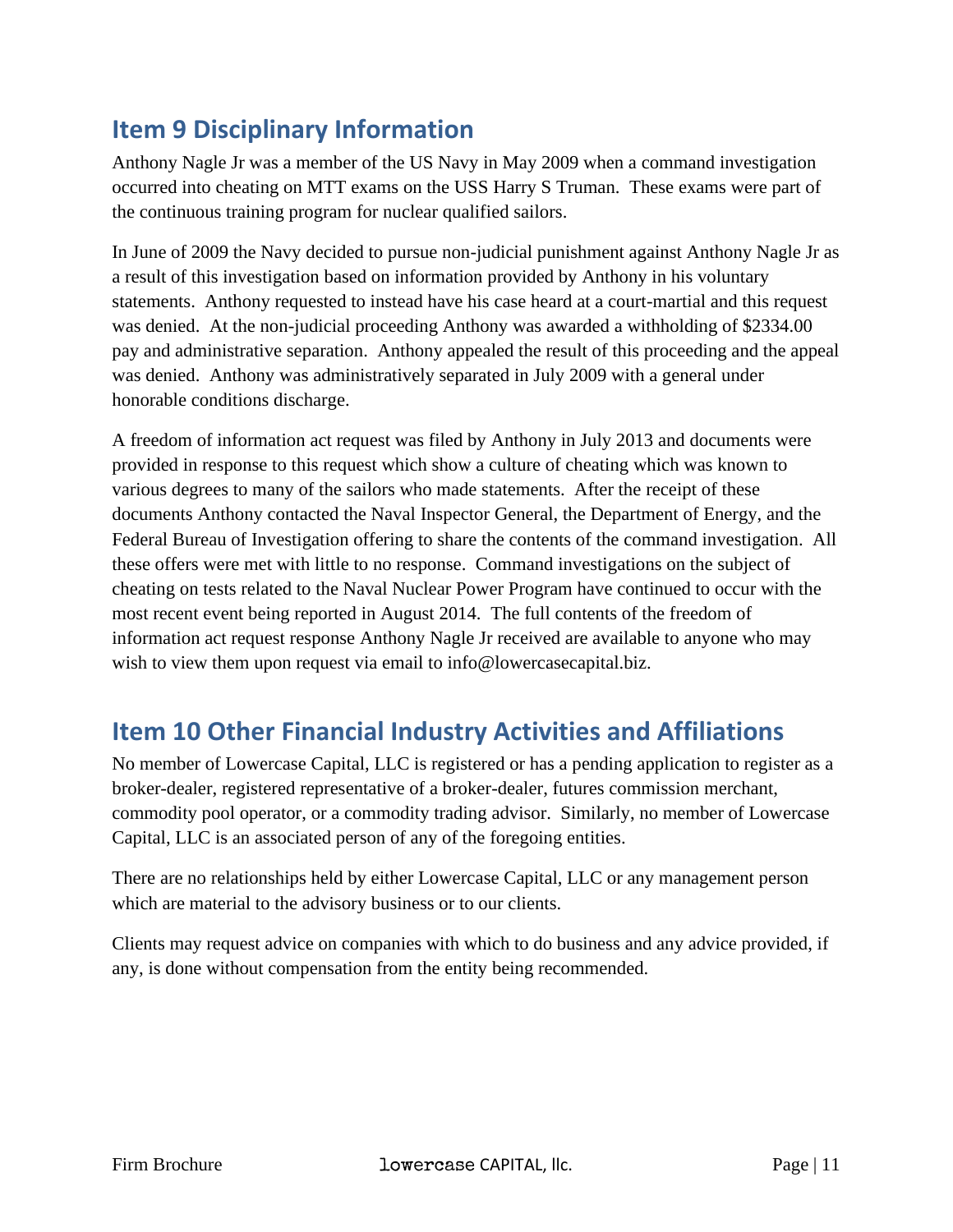## Item 9 Disciplinary Information

Anthony Nagle Jr was a member of the US Navy in May 2009 when a command investigation occurred into cheating on MTT exams on the USS Harry S Truman. These exams were part of the continuous training program for nuclear qualified sailors.

In June of 2009 the Navy decided to pursue non-judicial punishment against Anthony Nagle Jr as a result of this investigation based on information provided by Anthony in his voluntary statements. Anthony requested to instead have his case heard at a court-martial and this request was denied. At the non-judicial proceeding Anthony was awarded a withholding of $2334.00 pay and administrative separation. Anthony appealed the result of this proceeding and the appeal was denied. Anthony was administratively separated in July 2009 with a general under honorable conditions discharge.

A freedom of information act request was filed by Anthony in July 2013 and documents were provided in response to this request which show a culture of cheating which was known to various degrees to many of the sailors who made statements. After the receipt of these documents Anthony contacted the Naval Inspector General, the Department of Energy, and the Federal Bureau of Investigation offering to share the contents of the command investigation. All these offers were met with little to no response. Command investigations on the subject of cheating on tests related to the Naval Nuclear Power Program have continued to occur with the most recent event being reported in August 2014. The full contents of the freedom of information act request response Anthony Nagle Jr received are available to anyone who may wish to view them upon request via email to info@lowercasecapital.biz.

## Item 10 Other Financial Industry Activities and Affiliations

No member of Lowercase Capital, LLC is registered or has a pending application to register as a broker-dealer, registered representative of a broker-dealer, futures commission merchant, commodity pool operator, or a commodity trading advisor. Similarly, no member of Lowercase Capital, LLC is an associated person of any of the foregoing entities.

There are no relationships held by either Lowercase Capital, LLC or any management person which are material to the advisory business or to our clients.

Clients may request advice on companies with which to do business and any advice provided, if any, is done without compensation from the entity being recommended.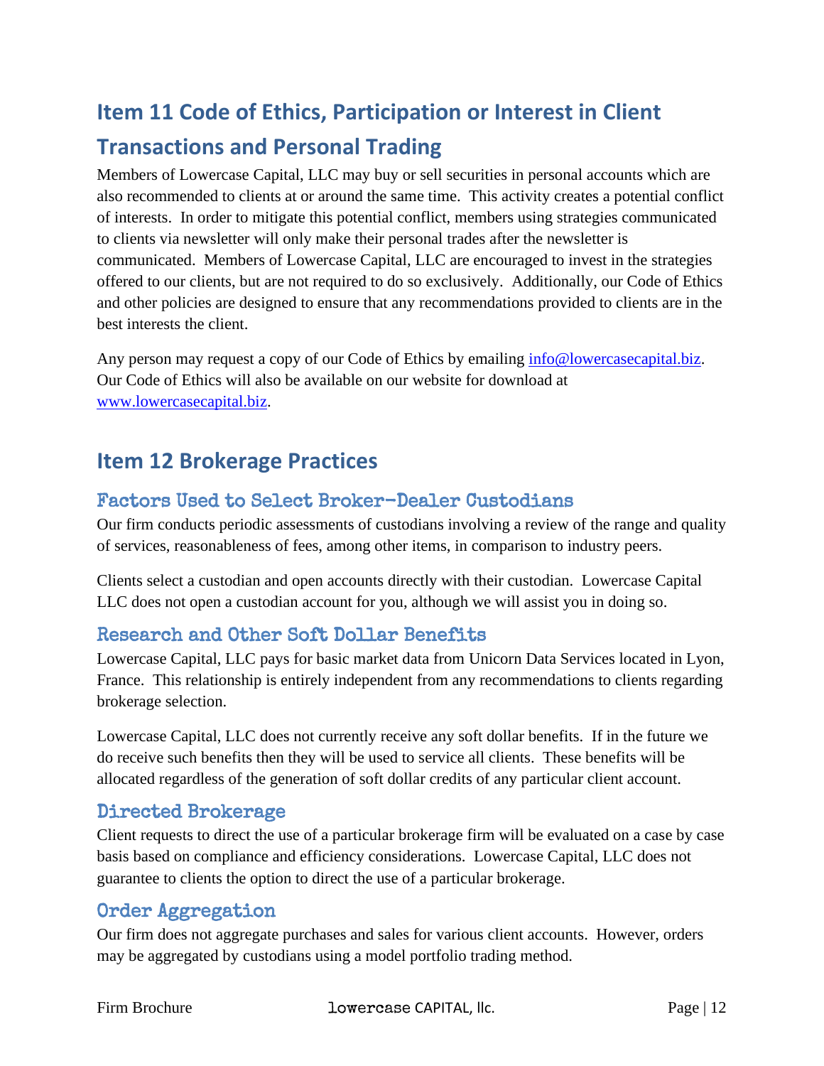## Item 11 Code of Ethics, Participation or Interest in Client Transactions and Personal Trading

Members of Lowercase Capital, LLC may buy or sell securities in personal accounts which are also recommended to clients at or around the same time. This activity creates a potential conflict of interests. In order to mitigate this potential conflict, members using strategies communicated to clients via newsletter will only make their personal trades after the newsletter is communicated. Members of Lowercase Capital, LLC are encouraged to invest in the strategies offered to our clients, but are not required to do so exclusively. Additionally, our Code of Ethics and other policies are designed to ensure that any recommendations provided to clients are in the best interests the client.

Any person may request a copy of our Code of Ethics by emailing info@lowercasecapital.biz. Our Code of Ethics will also be available on our website for download at www.lowercasecapital.biz.

## Item 12 Brokerage Practices

### Factors Used to Select Broker-Dealer Custodians

Our firm conducts periodic assessments of custodians involving a review of the range and quality of services, reasonableness of fees, among other items, in comparison to industry peers.

Clients select a custodian and open accounts directly with their custodian. Lowercase Capital LLC does not open a custodian account for you, although we will assist you in doing so.

### Research and Other Soft Dollar Benefits

Lowercase Capital, LLC pays for basic market data from Unicorn Data Services located in Lyon, France. This relationship is entirely independent from any recommendations to clients regarding brokerage selection.

Lowercase Capital, LLC does not currently receive any soft dollar benefits. If in the future we do receive such benefits then they will be used to service all clients. These benefits will be allocated regardless of the generation of soft dollar credits of any particular client account.

### Directed Brokerage

Client requests to direct the use of a particular brokerage firm will be evaluated on a case by case basis based on compliance and efficiency considerations. Lowercase Capital, LLC does not guarantee to clients the option to direct the use of a particular brokerage.

### Order Aggregation

Our firm does not aggregate purchases and sales for various client accounts. However, orders may be aggregated by custodians using a model portfolio trading method.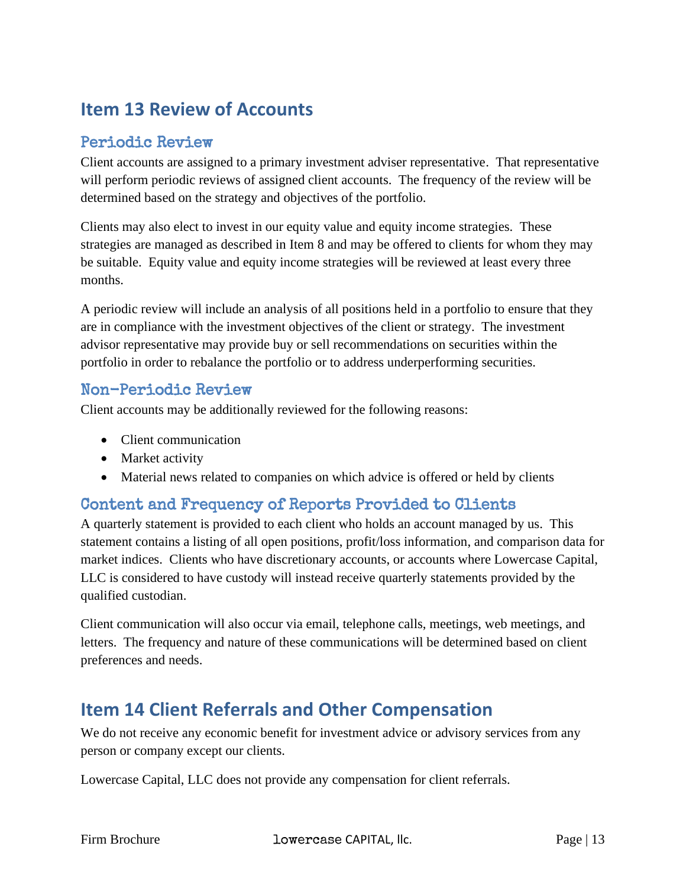## Item 13 Review of Accounts

### Periodic Review

Client accounts are assigned to a primary investment adviser representative. That representative will perform periodic reviews of assigned client accounts. The frequency of the review will be determined based on the strategy and objectives of the portfolio.

Clients may also elect to invest in our equity value and equity income strategies. These strategies are managed as described in Item 8 and may be offered to clients for whom they may be suitable. Equity value and equity income strategies will be reviewed at least every three months.

A periodic review will include an analysis of all positions held in a portfolio to ensure that they are in compliance with the investment objectives of the client or strategy. The investment advisor representative may provide buy or sell recommendations on securities within the portfolio in order to rebalance the portfolio or to address underperforming securities.

### Non-Periodic Review

Client accounts may be additionally reviewed for the following reasons:

- Client communication
- Market activity
- Material news related to companies on which advice is offered or held by clients

### Content and Frequency of Reports Provided to Clients

A quarterly statement is provided to each client who holds an account managed by us. This statement contains a listing of all open positions, profit/loss information, and comparison data for market indices. Clients who have discretionary accounts, or accounts where Lowercase Capital, LLC is considered to have custody will instead receive quarterly statements provided by the qualified custodian.

Client communication will also occur via email, telephone calls, meetings, web meetings, and letters. The frequency and nature of these communications will be determined based on client preferences and needs.

## Item 14 Client Referrals and Other Compensation

We do not receive any economic benefit for investment advice or advisory services from any person or company except our clients.

Lowercase Capital, LLC does not provide any compensation for client referrals.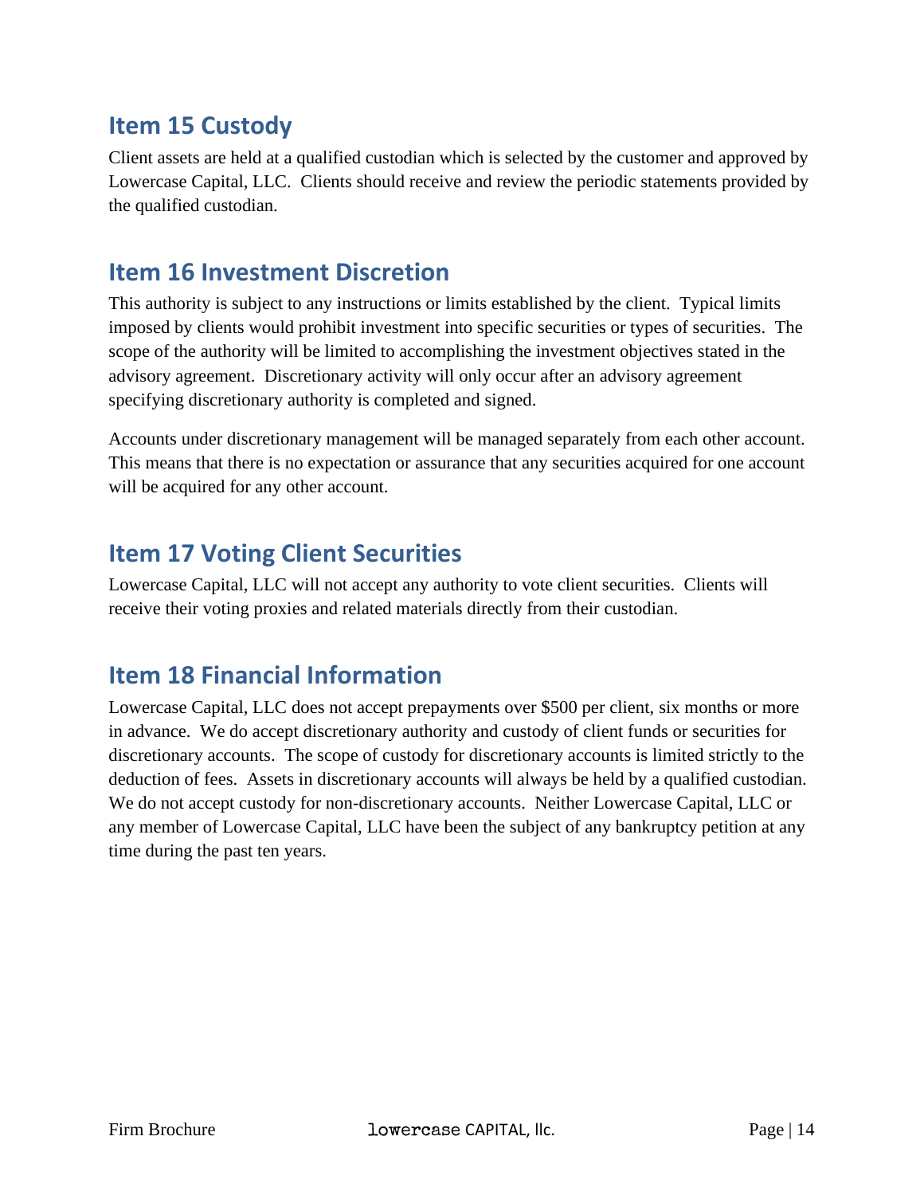## Item 15 Custody

Client assets are held at a qualified custodian which is selected by the customer and approved by Lowercase Capital, LLC. Clients should receive and review the periodic statements provided by the qualified custodian.

## Item 16 Investment Discretion

This authority is subject to any instructions or limits established by the client. Typical limits imposed by clients would prohibit investment into specific securities or types of securities. The scope of the authority will be limited to accomplishing the investment objectives stated in the advisory agreement. Discretionary activity will only occur after an advisory agreement specifying discretionary authority is completed and signed.

Accounts under discretionary management will be managed separately from each other account. This means that there is no expectation or assurance that any securities acquired for one account will be acquired for any other account.

## Item 17 Voting Client Securities

Lowercase Capital, LLC will not accept any authority to vote client securities. Clients will receive their voting proxies and related materials directly from their custodian.

## Item 18 Financial Information

Lowercase Capital, LLC does not accept prepayments over $500 per client, six months or more in advance. We do accept discretionary authority and custody of client funds or securities for discretionary accounts. The scope of custody for discretionary accounts is limited strictly to the deduction of fees. Assets in discretionary accounts will always be held by a qualified custodian. We do not accept custody for non-discretionary accounts. Neither Lowercase Capital, LLC or any member of Lowercase Capital, LLC have been the subject of any bankruptcy petition at any time during the past ten years.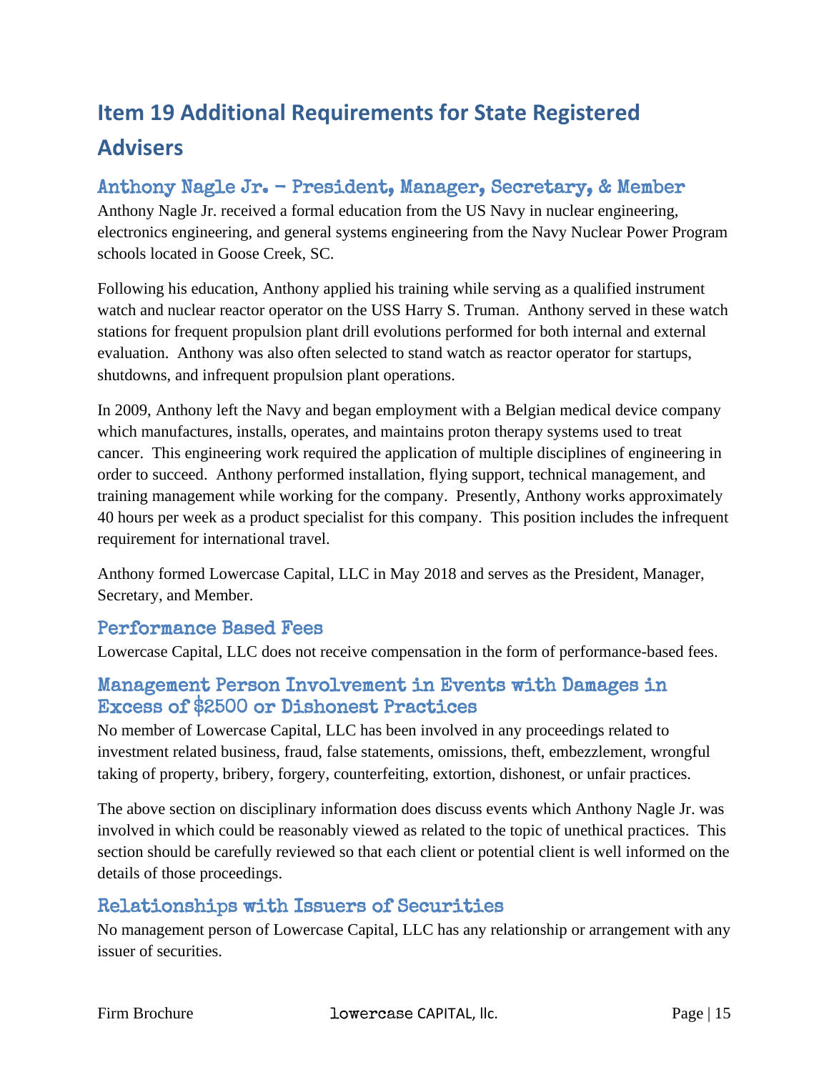# Item 19 Additional Requirements for State Registered Advisers

## Anthony Nagle Jr. – President, Manager, Secretary, & Member

Anthony Nagle Jr. received a formal education from the US Navy in nuclear engineering, electronics engineering, and general systems engineering from the Navy Nuclear Power Program schools located in Goose Creek, SC.

Following his education, Anthony applied his training while serving as a qualified instrument watch and nuclear reactor operator on the USS Harry S. Truman. Anthony served in these watch stations for frequent propulsion plant drill evolutions performed for both internal and external evaluation. Anthony was also often selected to stand watch as reactor operator for startups, shutdowns, and infrequent propulsion plant operations.

In 2009, Anthony left the Navy and began employment with a Belgian medical device company which manufactures, installs, operates, and maintains proton therapy systems used to treat cancer. This engineering work required the application of multiple disciplines of engineering in order to succeed. Anthony performed installation, flying support, technical management, and training management while working for the company. Presently, Anthony works approximately 40 hours per week as a product specialist for this company. This position includes the infrequent requirement for international travel.

Anthony formed Lowercase Capital, LLC in May 2018 and serves as the President, Manager, Secretary, and Member.

## Performance Based Fees

Lowercase Capital, LLC does not receive compensation in the form of performance-based fees.

## Management Person Involvement in Events with Damages in Excess of $2500 or Dishonest Practices

No member of Lowercase Capital, LLC has been involved in any proceedings related to investment related business, fraud, false statements, omissions, theft, embezzlement, wrongful taking of property, bribery, forgery, counterfeiting, extortion, dishonest, or unfair practices.

The above section on disciplinary information does discuss events which Anthony Nagle Jr. was involved in which could be reasonably viewed as related to the topic of unethical practices. This section should be carefully reviewed so that each client or potential client is well informed on the details of those proceedings.

## Relationships with Issuers of Securities

No management person of Lowercase Capital, LLC has any relationship or arrangement with any issuer of securities.